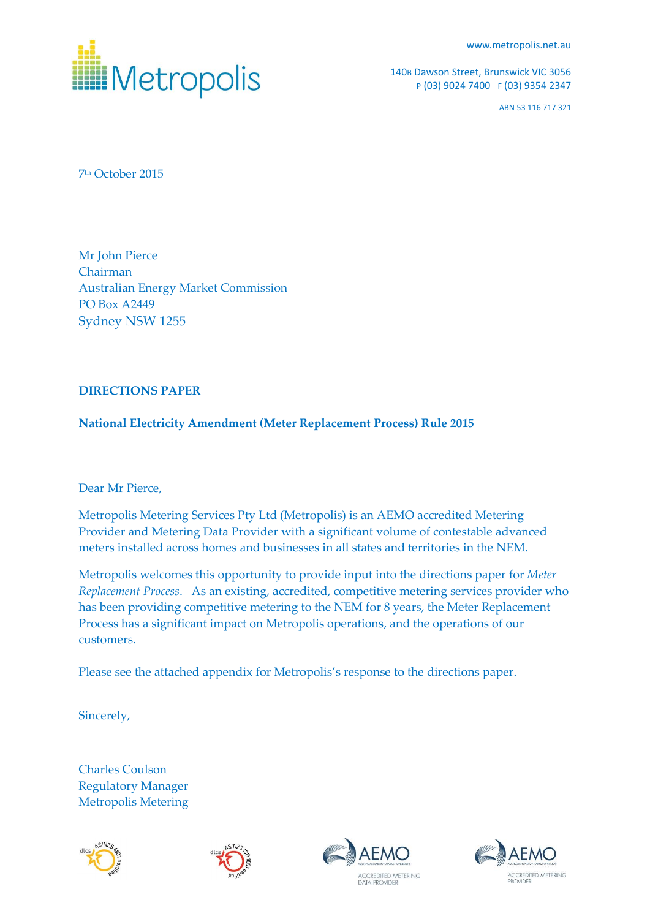Metropolis

www.metropolis.net.au

140B Dawson Street, Brunswick VIC 3056
P (03) 9024 7400 F (03) 9354 2347

ABN 53 116 717 321

7th October 2015

Mr John Pierce
Chairman
Australian Energy Market Commission
PO Box A2449
Sydney NSW 1255

**DIRECTIONS PAPER**

**National Electricity Amendment (Meter Replacement Process) Rule 2015**

Dear Mr Pierce,

Metropolis Metering Services Pty Ltd (Metropolis) is an AEMO accredited Metering Provider and Metering Data Provider with a significant volume of contestable advanced meters installed across homes and businesses in all states and territories in the NEM.

Metropolis welcomes this opportunity to provide input into the directions paper for *Meter Replacement Process*. As an existing, accredited, competitive metering services provider who has been providing competitive metering to the NEM for 8 years, the Meter Replacement Process has a significant impact on Metropolis operations, and the operations of our customers.

Please see the attached appendix for Metropolis's response to the directions paper.

Sincerely,

Charles Coulson
Regulatory Manager
Metropolis Metering

AEMO ACCREDITED METERING DATA PROVIDER

AEMO ACCREDITED METERING PROVIDER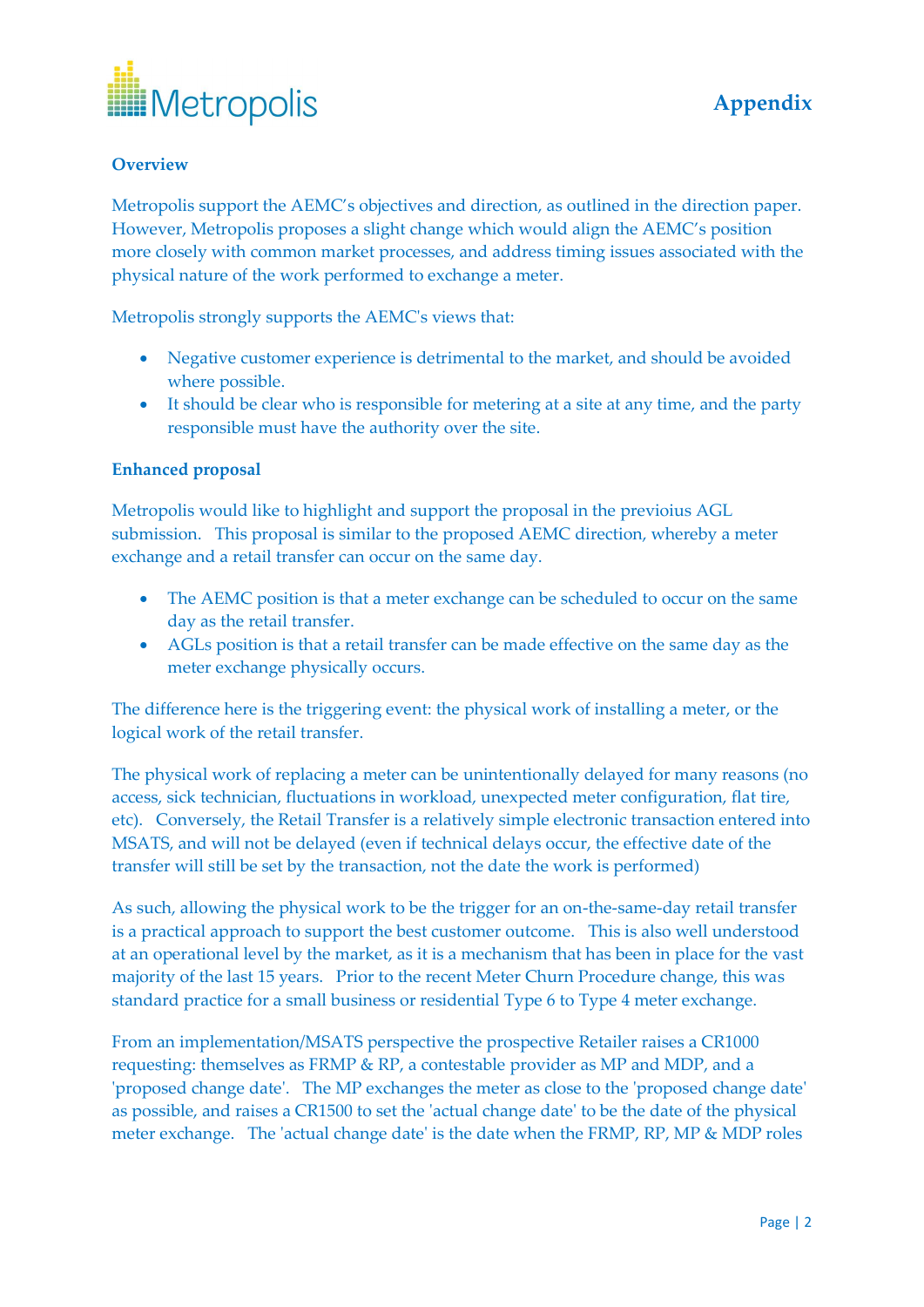# Appendix

**Overview**

Metropolis support the AEMC's objectives and direction, as outlined in the direction paper. However, Metropolis proposes a slight change which would align the AEMC's position more closely with common market processes, and address timing issues associated with the physical nature of the work performed to exchange a meter.

Metropolis strongly supports the AEMC's views that:

- Negative customer experience is detrimental to the market, and should be avoided where possible.
- It should be clear who is responsible for metering at a site at any time, and the party responsible must have the authority over the site.

**Enhanced proposal**

Metropolis would like to highlight and support the proposal in the previoius AGL submission. This proposal is similar to the proposed AEMC direction, whereby a meter exchange and a retail transfer can occur on the same day.

- The AEMC position is that a meter exchange can be scheduled to occur on the same day as the retail transfer.
- AGLs position is that a retail transfer can be made effective on the same day as the meter exchange physically occurs.

The difference here is the triggering event: the physical work of installing a meter, or the logical work of the retail transfer.

The physical work of replacing a meter can be unintentionally delayed for many reasons (no access, sick technician, fluctuations in workload, unexpected meter configuration, flat tire, etc). Conversely, the Retail Transfer is a relatively simple electronic transaction entered into MSATS, and will not be delayed (even if technical delays occur, the effective date of the transfer will still be set by the transaction, not the date the work is performed)

As such, allowing the physical work to be the trigger for an on-the-same-day retail transfer is a practical approach to support the best customer outcome. This is also well understood at an operational level by the market, as it is a mechanism that has been in place for the vast majority of the last 15 years. Prior to the recent Meter Churn Procedure change, this was standard practice for a small business or residential Type 6 to Type 4 meter exchange.

From an implementation/MSATS perspective the prospective Retailer raises a CR1000 requesting: themselves as FRMP & RP, a contestable provider as MP and MDP, and a 'proposed change date'. The MP exchanges the meter as close to the 'proposed change date' as possible, and raises a CR1500 to set the 'actual change date' to be the date of the physical meter exchange. The 'actual change date' is the date when the FRMP, RP, MP & MDP roles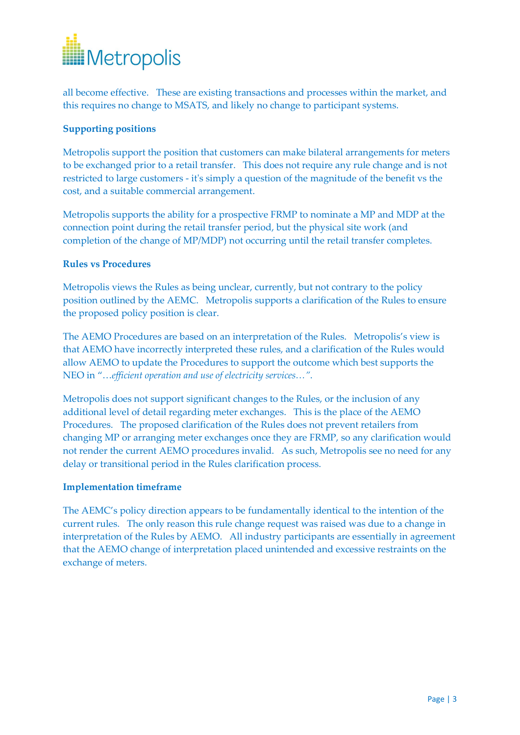all become effective. These are existing transactions and processes within the market, and this requires no change to MSATS, and likely no change to participant systems.

**Supporting positions**

Metropolis support the position that customers can make bilateral arrangements for meters to be exchanged prior to a retail transfer. This does not require any rule change and is not restricted to large customers - it's simply a question of the magnitude of the benefit vs the cost, and a suitable commercial arrangement.

Metropolis supports the ability for a prospective FRMP to nominate a MP and MDP at the connection point during the retail transfer period, but the physical site work (and completion of the change of MP/MDP) not occurring until the retail transfer completes.

**Rules vs Procedures**

Metropolis views the Rules as being unclear, currently, but not contrary to the policy position outlined by the AEMC. Metropolis supports a clarification of the Rules to ensure the proposed policy position is clear.

The AEMO Procedures are based on an interpretation of the Rules. Metropolis's view is that AEMO have incorrectly interpreted these rules, and a clarification of the Rules would allow AEMO to update the Procedures to support the outcome which best supports the NEO in "…*efficient operation and use of electricity services…*".

Metropolis does not support significant changes to the Rules, or the inclusion of any additional level of detail regarding meter exchanges. This is the place of the AEMO Procedures. The proposed clarification of the Rules does not prevent retailers from changing MP or arranging meter exchanges once they are FRMP, so any clarification would not render the current AEMO procedures invalid. As such, Metropolis see no need for any delay or transitional period in the Rules clarification process.

**Implementation timeframe**

The AEMC's policy direction appears to be fundamentally identical to the intention of the current rules. The only reason this rule change request was raised was due to a change in interpretation of the Rules by AEMO. All industry participants are essentially in agreement that the AEMO change of interpretation placed unintended and excessive restraints on the exchange of meters.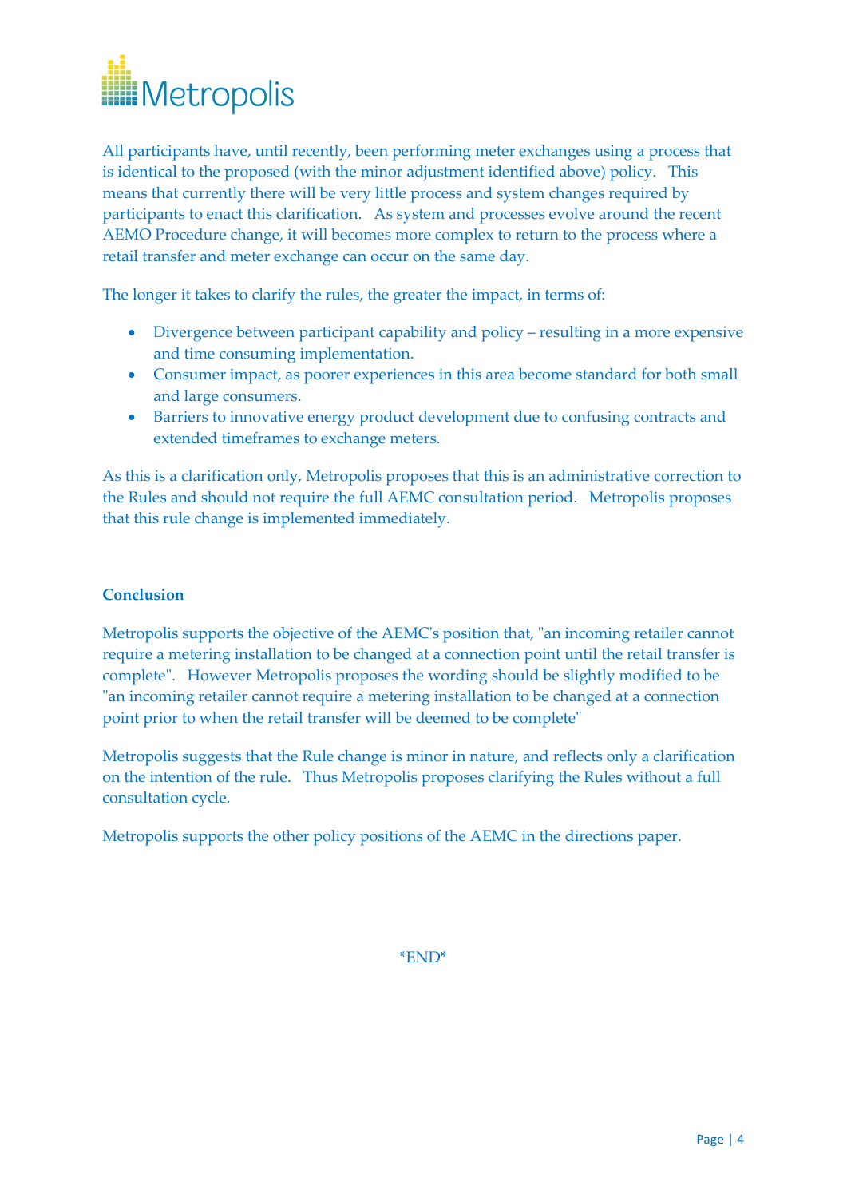All participants have, until recently, been performing meter exchanges using a process that is identical to the proposed (with the minor adjustment identified above) policy. This means that currently there will be very little process and system changes required by participants to enact this clarification. As system and processes evolve around the recent AEMO Procedure change, it will becomes more complex to return to the process where a retail transfer and meter exchange can occur on the same day.

The longer it takes to clarify the rules, the greater the impact, in terms of:

- Divergence between participant capability and policy – resulting in a more expensive and time consuming implementation.
- Consumer impact, as poorer experiences in this area become standard for both small and large consumers.
- Barriers to innovative energy product development due to confusing contracts and extended timeframes to exchange meters.

As this is a clarification only, Metropolis proposes that this is an administrative correction to the Rules and should not require the full AEMC consultation period. Metropolis proposes that this rule change is implemented immediately.

**Conclusion**

Metropolis supports the objective of the AEMC's position that, "an incoming retailer cannot require a metering installation to be changed at a connection point until the retail transfer is complete". However Metropolis proposes the wording should be slightly modified to be "an incoming retailer cannot require a metering installation to be changed at a connection point prior to when the retail transfer will be deemed to be complete"

Metropolis suggests that the Rule change is minor in nature, and reflects only a clarification on the intention of the rule. Thus Metropolis proposes clarifying the Rules without a full consultation cycle.

Metropolis supports the other policy positions of the AEMC in the directions paper.

*END*